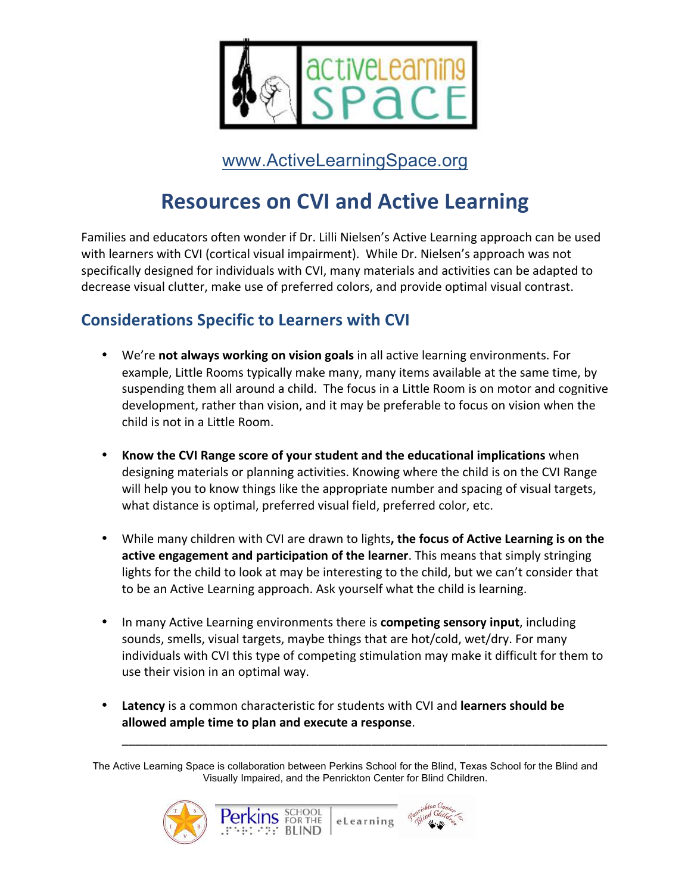www.ActiveLearningSpace.org

# Resources on CVI and Active Learning

Families and educators often wonder if Dr. Lilli Nielsen's Active Learning approach can be used with learners with CVI (cortical visual impairment). While Dr. Nielsen's approach was not specifically designed for individuals with CVI, many materials and activities can be adapted to decrease visual clutter, make use of preferred colors, and provide optimal visual contrast.

## Considerations Specific to Learners with CVI

- We're **not always working on vision goals** in all active learning environments. For example, Little Rooms typically make many, many items available at the same time, by suspending them all around a child. The focus in a Little Room is on motor and cognitive development, rather than vision, and it may be preferable to focus on vision when the child is not in a Little Room.

- **Know the CVI Range score of your student and the educational implications** when designing materials or planning activities. Knowing where the child is on the CVI Range will help you to know things like the appropriate number and spacing of visual targets, what distance is optimal, preferred visual field, preferred color, etc.

- While many children with CVI are drawn to lights**, the focus of Active Learning is on the active engagement and participation of the learner**. This means that simply stringing lights for the child to look at may be interesting to the child, but we can't consider that to be an Active Learning approach. Ask yourself what the child is learning.

- In many Active Learning environments there is **competing sensory input**, including sounds, smells, visual targets, maybe things that are hot/cold, wet/dry. For many individuals with CVI this type of competing stimulation may make it difficult for them to use their vision in an optimal way.

- **Latency** is a common characteristic for students with CVI and **learners should be allowed ample time to plan and execute a response**.

---

The Active Learning Space is collaboration between Perkins School for the Blind, Texas School for the Blind and Visually Impaired, and the Penrickton Center for Blind Children.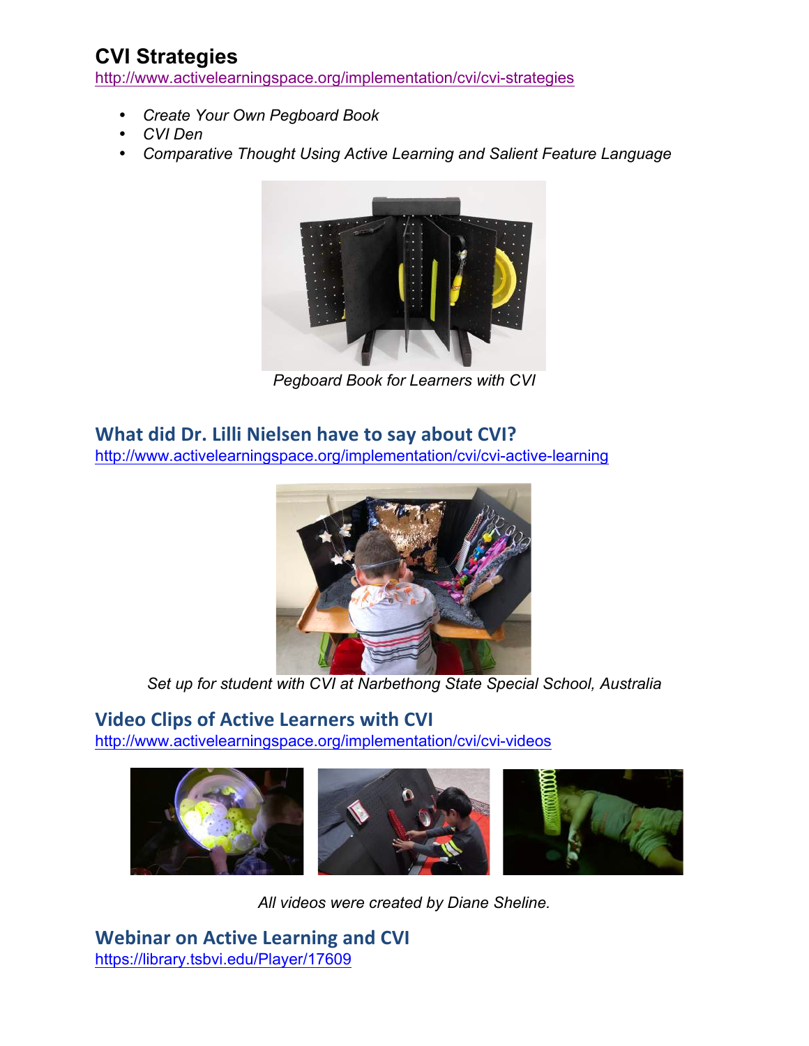## CVI Strategies

http://www.activelearningspace.org/implementation/cvi/cvi-strategies

- *Create Your Own Pegboard Book*
- *CVI Den*
- *Comparative Thought Using Active Learning and Salient Feature Language*

*Pegboard Book for Learners with CVI*

## What did Dr. Lilli Nielsen have to say about CVI?

http://www.activelearningspace.org/implementation/cvi/cvi-active-learning

*Set up for student with CVI at Narbethong State Special School, Australia*

## Video Clips of Active Learners with CVI

http://www.activelearningspace.org/implementation/cvi/cvi-videos

*All videos were created by Diane Sheline.*

## Webinar on Active Learning and CVI

https://library.tsbvi.edu/Player/17609